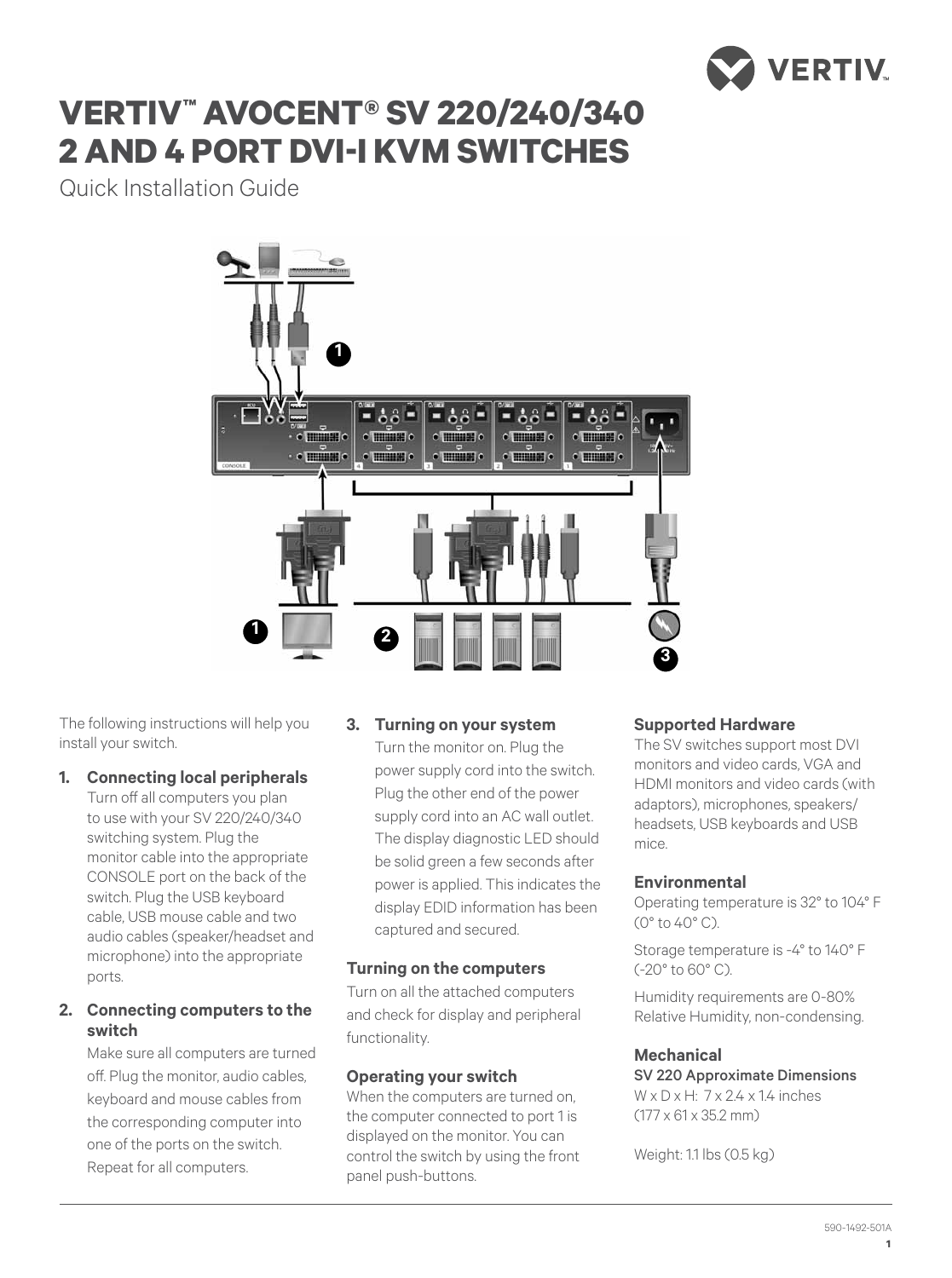# VERTIV™ AVOCENT® SV 220/240/340 2 AND 4 PORT DVI-I KVM SWITCHES

Quick Installation Guide

The following instructions will help you install your switch.

1. **Connecting local peripherals**
   Turn off all computers you plan to use with your SV 220/240/340 switching system. Plug the monitor cable into the appropriate CONSOLE port on the back of the switch. Plug the USB keyboard cable, USB mouse cable and two audio cables (speaker/headset and microphone) into the appropriate ports.

2. **Connecting computers to the switch**
   Make sure all computers are turned off. Plug the monitor, audio cables, keyboard and mouse cables from the corresponding computer into one of the ports on the switch. Repeat for all computers.

3. **Turning on your system**
   Turn the monitor on. Plug the power supply cord into the switch. Plug the other end of the power supply cord into an AC wall outlet. The display diagnostic LED should be solid green a few seconds after power is applied. This indicates the display EDID information has been captured and secured.

### Turning on the computers

Turn on all the attached computers and check for display and peripheral functionality.

### Operating your switch

When the computers are turned on, the computer connected to port 1 is displayed on the monitor. You can control the switch by using the front panel push-buttons.

### Supported Hardware

The SV switches support most DVI monitors and video cards, VGA and HDMI monitors and video cards (with adaptors), microphones, speakers/ headsets, USB keyboards and USB mice.

### Environmental

Operating temperature is 32° to 104° F (0° to 40° C).

Storage temperature is -4° to 140° F (-20° to 60° C).

Humidity requirements are 0-80% Relative Humidity, non-condensing.

### Mechanical

**SV 220 Approximate Dimensions**

W x D x H: 7 x 2.4 x 1.4 inches (177 x 61 x 35.2 mm)

Weight: 1.1 lbs (0.5 kg)

590-1492-501A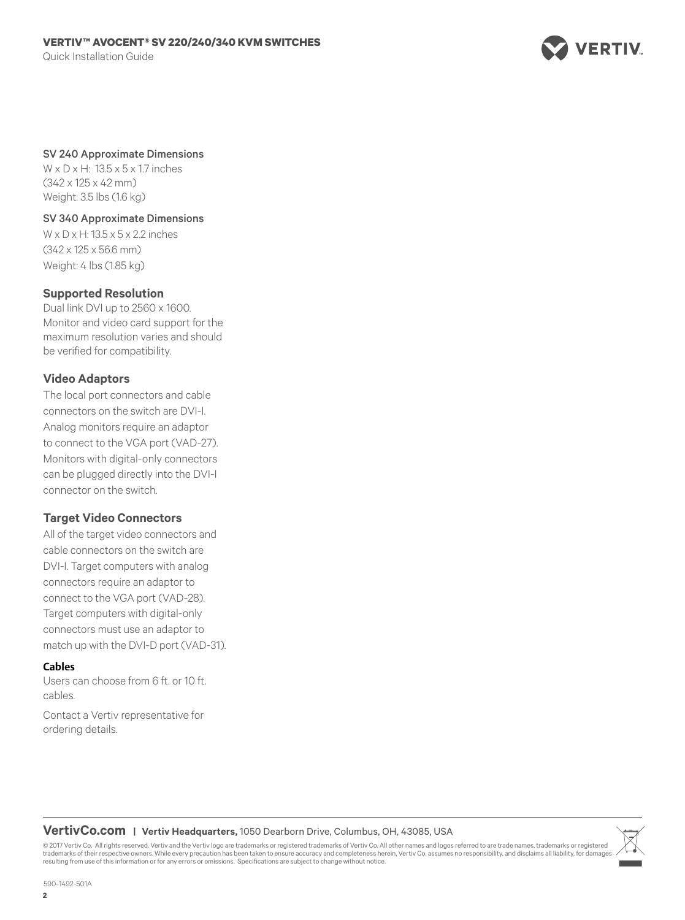### SV 240 Approximate Dimensions

W x D x H: 13.5 x 5 x 1.7 inches
(342 x 125 x 42 mm)
Weight: 3.5 lbs (1.6 kg)

### SV 340 Approximate Dimensions

W x D x H: 13.5 x 5 x 2.2 inches
(342 x 125 x 56.6 mm)
Weight: 4 lbs (1.85 kg)

## Supported Resolution

Dual link DVI up to 2560 x 1600. Monitor and video card support for the maximum resolution varies and should be verified for compatibility.

## Video Adaptors

The local port connectors and cable connectors on the switch are DVI-I. Analog monitors require an adaptor to connect to the VGA port (VAD-27). Monitors with digital-only connectors can be plugged directly into the DVI-I connector on the switch.

## Target Video Connectors

All of the target video connectors and cable connectors on the switch are DVI-I. Target computers with analog connectors require an adaptor to connect to the VGA port (VAD-28). Target computers with digital-only connectors must use an adaptor to match up with the DVI-D port (VAD-31).

### Cables

Users can choose from 6 ft. or 10 ft. cables.

Contact a Vertiv representative for ordering details.

**VertivCo.com** | **Vertiv Headquarters,** 1050 Dearborn Drive, Columbus, OH, 43085, USA

© 2017 Vertiv Co. All rights reserved. Vertiv and the Vertiv logo are trademarks or registered trademarks of Vertiv Co. All other names and logos referred to are trade names, trademarks or registered trademarks of their respective owners. While every precaution has been taken to ensure accuracy and completeness herein, Vertiv Co. assumes no responsibility, and disclaims all liability, for damages resulting from use of this information or for any errors or omissions. Specifications are subject to change without notice.

590-1492-501A